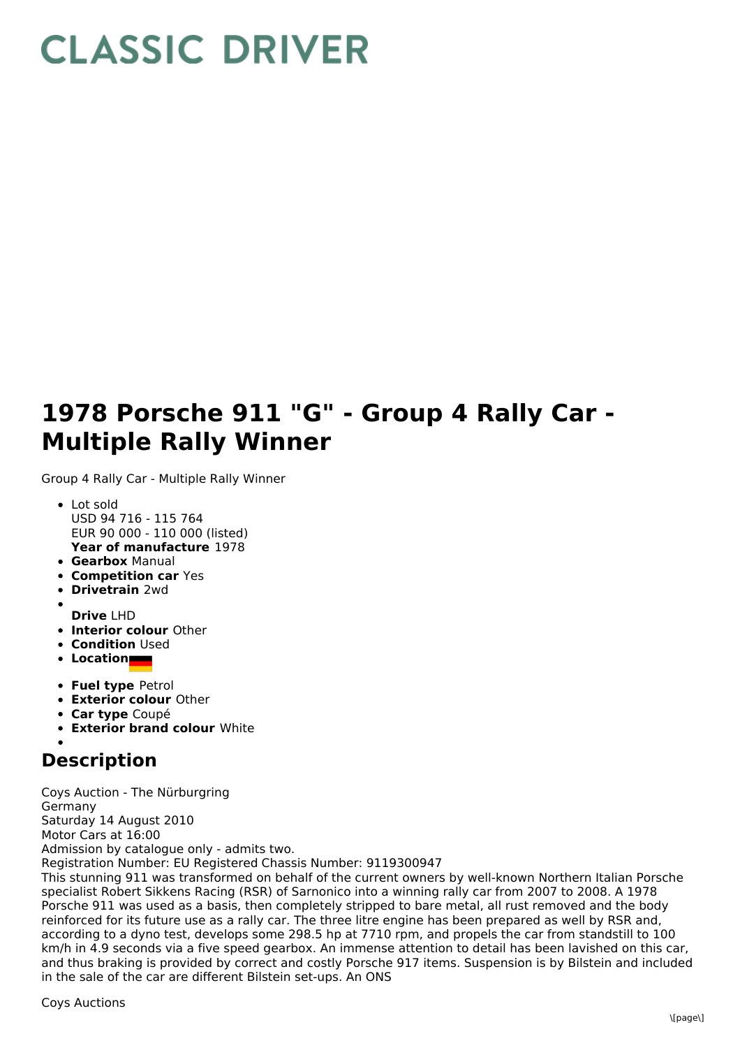# CLASSIC DRIVER

# 1978 Porsche 911 "G" - Group 4 Rally Car - Multiple Rally Winner

Group 4 Rally Car - Multiple Rally Winner

- Lot sold
  USD 94 716 - 115 764
  EUR 90 000 - 110 000 (listed)
  **Year of manufacture** 1978
- **Gearbox** Manual
- **Competition car** Yes
- **Drivetrain** 2wd
- **Drive** LHD
- **Interior colour** Other
- **Condition** Used
- **Location**
- **Fuel type** Petrol
- **Exterior colour** Other
- **Car type** Coupé
- **Exterior brand colour** White

## Description

Coys Auction - The Nürburgring
Germany
Saturday 14 August 2010
Motor Cars at 16:00
Admission by catalogue only - admits two.
Registration Number: EU Registered Chassis Number: 9119300947
This stunning 911 was transformed on behalf of the current owners by well-known Northern Italian Porsche specialist Robert Sikkens Racing (RSR) of Sarnonico into a winning rally car from 2007 to 2008. A 1978 Porsche 911 was used as a basis, then completely stripped to bare metal, all rust removed and the body reinforced for its future use as a rally car. The three litre engine has been prepared as well by RSR and, according to a dyno test, develops some 298.5 hp at 7710 rpm, and propels the car from standstill to 100 km/h in 4.9 seconds via a five speed gearbox. An immense attention to detail has been lavished on this car, and thus braking is provided by correct and costly Porsche 917 items. Suspension is by Bilstein and included in the sale of the car are different Bilstein set-ups. An ONS

Coys Auctions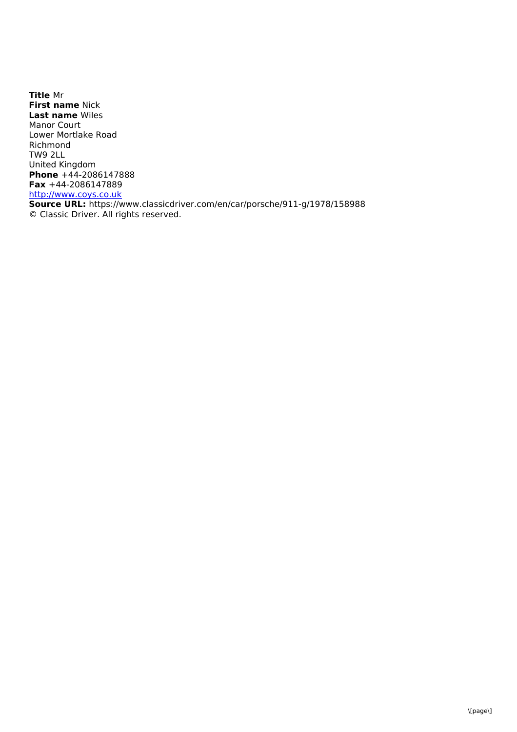**Title** Mr
**First name** Nick
**Last name** Wiles
Manor Court
Lower Mortlake Road
Richmond
TW9 2LL
United Kingdom
**Phone** +44-2086147888
**Fax** +44-2086147889
[http://www.coys.co.uk](http://www.coys.co.uk)
**Source URL:** https://www.classicdriver.com/en/car/porsche/911-g/1978/158988
© Classic Driver. All rights reserved.